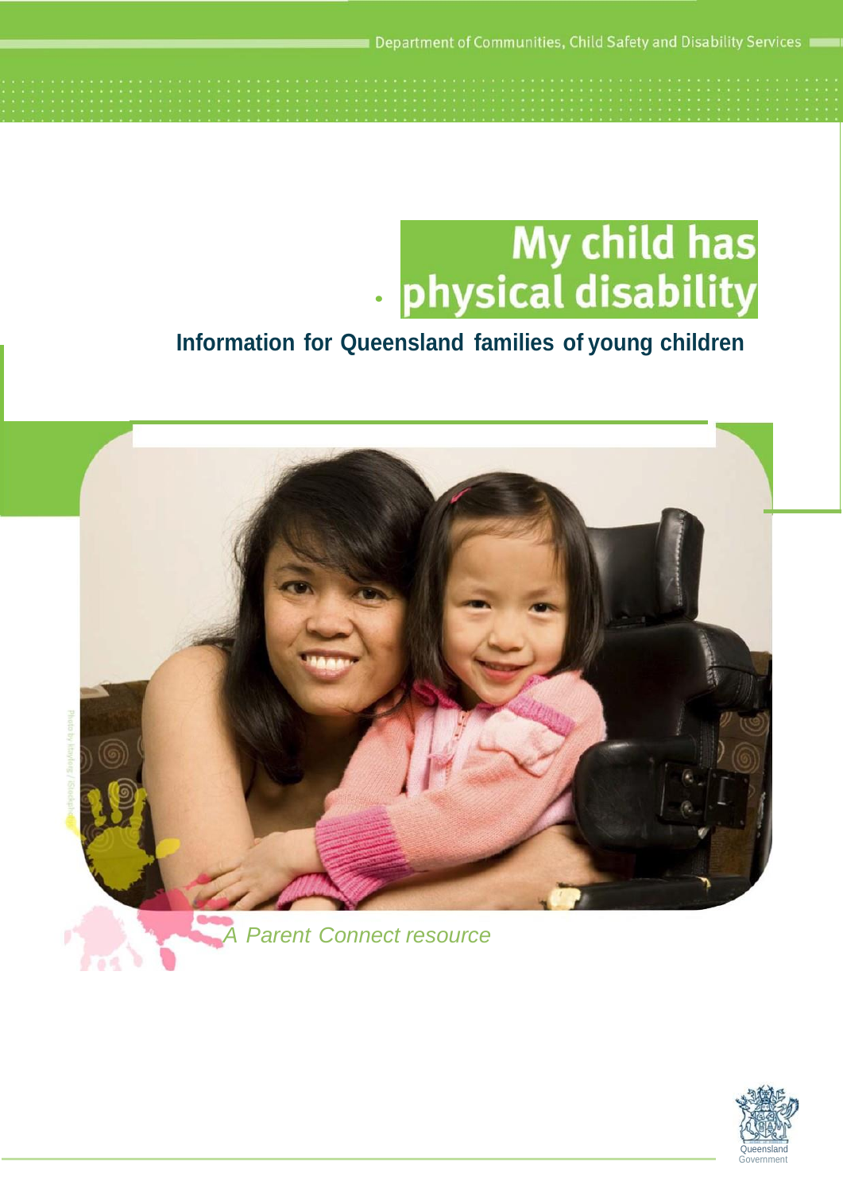Department of Communities, Child Safety and Disability Services

# My child has physical disability

## Information for Queensland families of young children

*A Parent Connect resource*

Queensland Government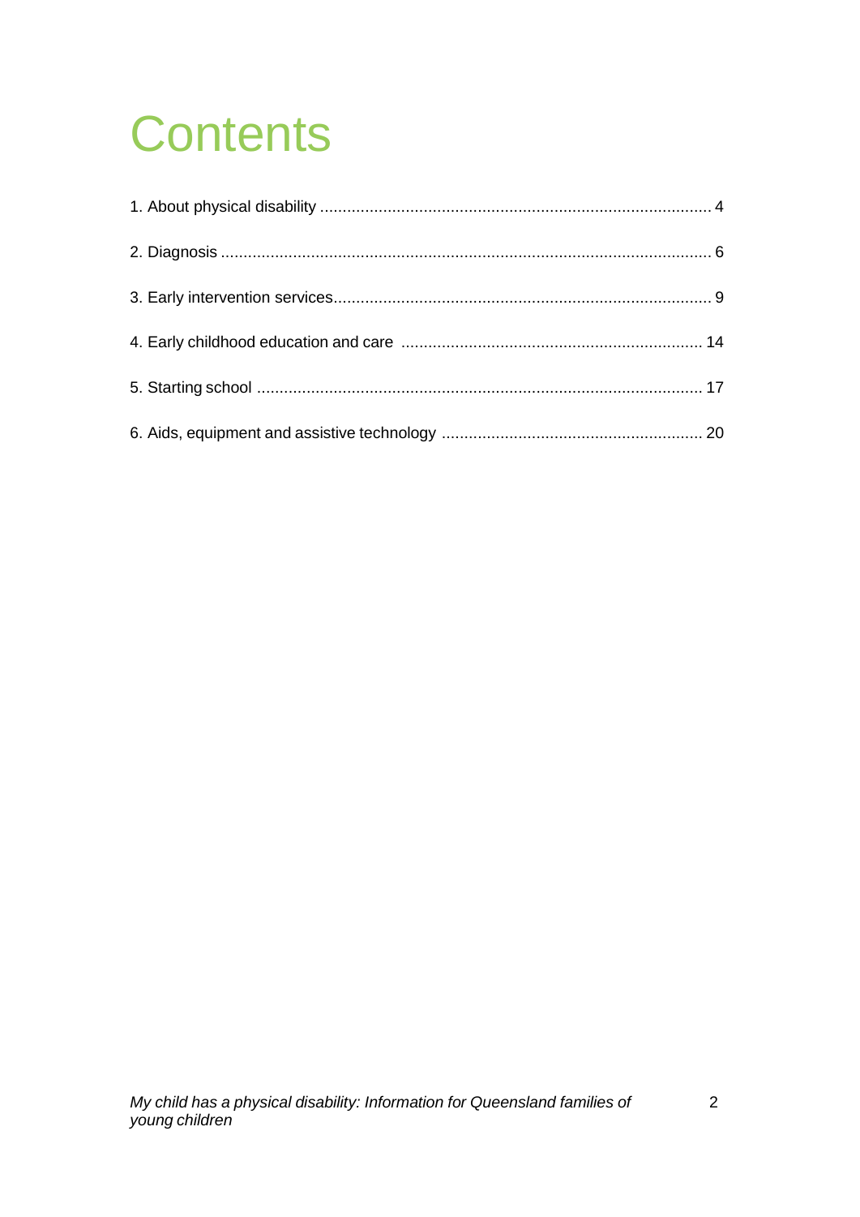# Contents

1. About physical disability ........................................................................................ 4

2. Diagnosis ............................................................................................................. 6

3. Early intervention services.................................................................................... 9

4. Early childhood education and care ................................................................... 14

5. Starting school ................................................................................................... 17

6. Aids, equipment and assistive technology .......................................................... 20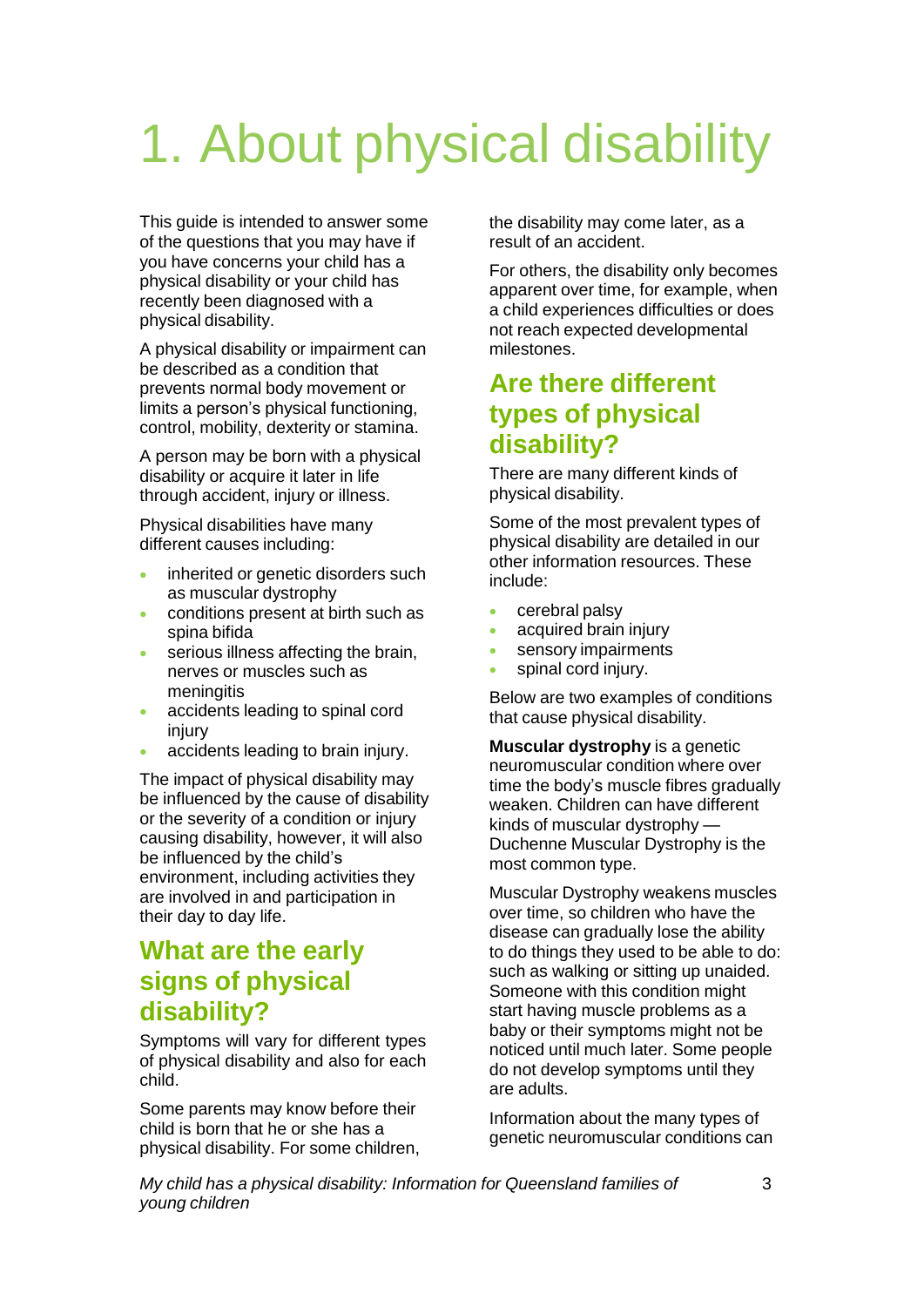# 1. About physical disability

This guide is intended to answer some of the questions that you may have if you have concerns your child has a physical disability or your child has recently been diagnosed with a physical disability.

A physical disability or impairment can be described as a condition that prevents normal body movement or limits a person's physical functioning, control, mobility, dexterity or stamina.

A person may be born with a physical disability or acquire it later in life through accident, injury or illness.

Physical disabilities have many different causes including:

- inherited or genetic disorders such as muscular dystrophy
- conditions present at birth such as spina bifida
- serious illness affecting the brain, nerves or muscles such as meningitis
- accidents leading to spinal cord injury
- accidents leading to brain injury.

The impact of physical disability may be influenced by the cause of disability or the severity of a condition or injury causing disability, however, it will also be influenced by the child's environment, including activities they are involved in and participation in their day to day life.

## What are the early signs of physical disability?

Symptoms will vary for different types of physical disability and also for each child.

Some parents may know before their child is born that he or she has a physical disability. For some children, the disability may come later, as a result of an accident.

For others, the disability only becomes apparent over time, for example, when a child experiences difficulties or does not reach expected developmental milestones.

## Are there different types of physical disability?

There are many different kinds of physical disability.

Some of the most prevalent types of physical disability are detailed in our other information resources. These include:

- cerebral palsy
- acquired brain injury
- sensory impairments
- spinal cord injury.

Below are two examples of conditions that cause physical disability.

**Muscular dystrophy** is a genetic neuromuscular condition where over time the body's muscle fibres gradually weaken. Children can have different kinds of muscular dystrophy — Duchenne Muscular Dystrophy is the most common type.

Muscular Dystrophy weakens muscles over time, so children who have the disease can gradually lose the ability to do things they used to be able to do: such as walking or sitting up unaided. Someone with this condition might start having muscle problems as a baby or their symptoms might not be noticed until much later. Some people do not develop symptoms until they are adults.

Information about the many types of genetic neuromuscular conditions can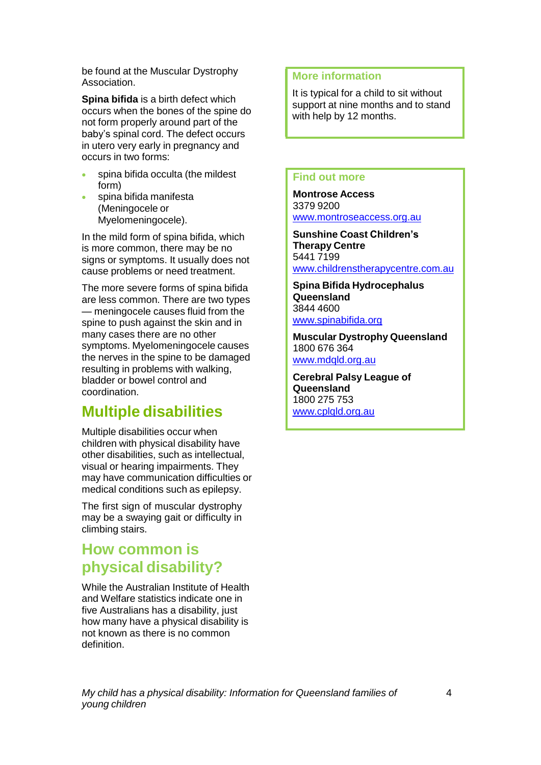be found at the Muscular Dystrophy Association.

**Spina bifida** is a birth defect which occurs when the bones of the spine do not form properly around part of the baby's spinal cord. The defect occurs in utero very early in pregnancy and occurs in two forms:

- spina bifida occulta (the mildest form)
- spina bifida manifesta (Meningocele or Myelomeningocele).

In the mild form of spina bifida, which is more common, there may be no signs or symptoms. It usually does not cause problems or need treatment.

The more severe forms of spina bifida are less common. There are two types — meningocele causes fluid from the spine to push against the skin and in many cases there are no other symptoms. Myelomeningocele causes the nerves in the spine to be damaged resulting in problems with walking, bladder or bowel control and coordination.

## Multiple disabilities

Multiple disabilities occur when children with physical disability have other disabilities, such as intellectual, visual or hearing impairments. They may have communication difficulties or medical conditions such as epilepsy.

The first sign of muscular dystrophy may be a swaying gait or difficulty in climbing stairs.

## How common is physical disability?

While the Australian Institute of Health and Welfare statistics indicate one in five Australians has a disability, just how many have a physical disability is not known as there is no common definition.

### More information

It is typical for a child to sit without support at nine months and to stand with help by 12 months.

### Find out more

**Montrose Access**
3379 9200
www.montroseaccess.org.au

**Sunshine Coast Children's Therapy Centre**
5441 7199
www.childrenstherapycentre.com.au

**Spina Bifida Hydrocephalus Queensland**
3844 4600
www.spinabifida.org

**Muscular Dystrophy Queensland**
1800 676 364
www.mdqld.org.au

**Cerebral Palsy League of Queensland**
1800 275 753
www.cplqld.org.au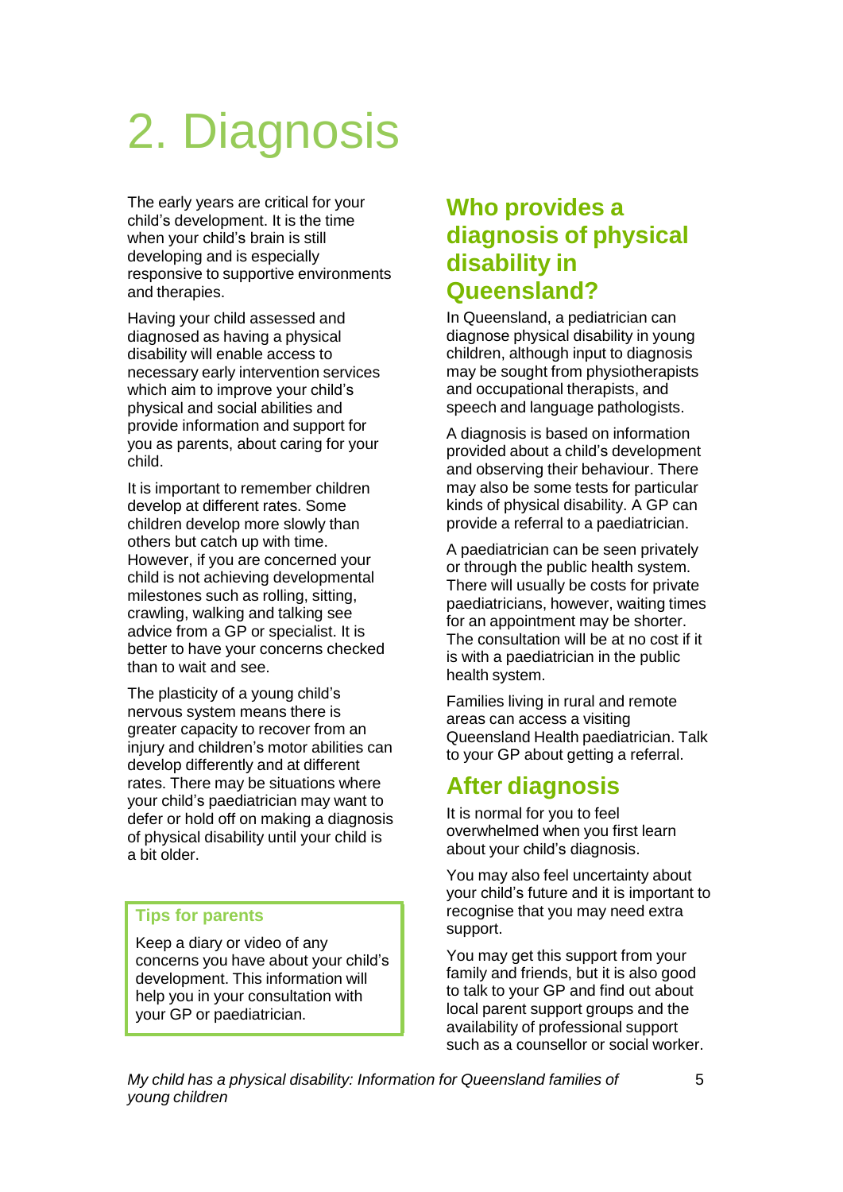# 2. Diagnosis

The early years are critical for your child's development. It is the time when your child's brain is still developing and is especially responsive to supportive environments and therapies.

Having your child assessed and diagnosed as having a physical disability will enable access to necessary early intervention services which aim to improve your child's physical and social abilities and provide information and support for you as parents, about caring for your child.

It is important to remember children develop at different rates. Some children develop more slowly than others but catch up with time. However, if you are concerned your child is not achieving developmental milestones such as rolling, sitting, crawling, walking and talking see advice from a GP or specialist. It is better to have your concerns checked than to wait and see.

The plasticity of a young child's nervous system means there is greater capacity to recover from an injury and children's motor abilities can develop differently and at different rates. There may be situations where your child's paediatrician may want to defer or hold off on making a diagnosis of physical disability until your child is a bit older.

> **Tips for parents**
>
> Keep a diary or video of any concerns you have about your child's development. This information will help you in your consultation with your GP or paediatrician.

## Who provides a diagnosis of physical disability in Queensland?

In Queensland, a pediatrician can diagnose physical disability in young children, although input to diagnosis may be sought from physiotherapists and occupational therapists, and speech and language pathologists.

A diagnosis is based on information provided about a child's development and observing their behaviour. There may also be some tests for particular kinds of physical disability. A GP can provide a referral to a paediatrician.

A paediatrician can be seen privately or through the public health system. There will usually be costs for private paediatricians, however, waiting times for an appointment may be shorter. The consultation will be at no cost if it is with a paediatrician in the public health system.

Families living in rural and remote areas can access a visiting Queensland Health paediatrician. Talk to your GP about getting a referral.

## After diagnosis

It is normal for you to feel overwhelmed when you first learn about your child's diagnosis.

You may also feel uncertainty about your child's future and it is important to recognise that you may need extra support.

You may get this support from your family and friends, but it is also good to talk to your GP and find out about local parent support groups and the availability of professional support such as a counsellor or social worker.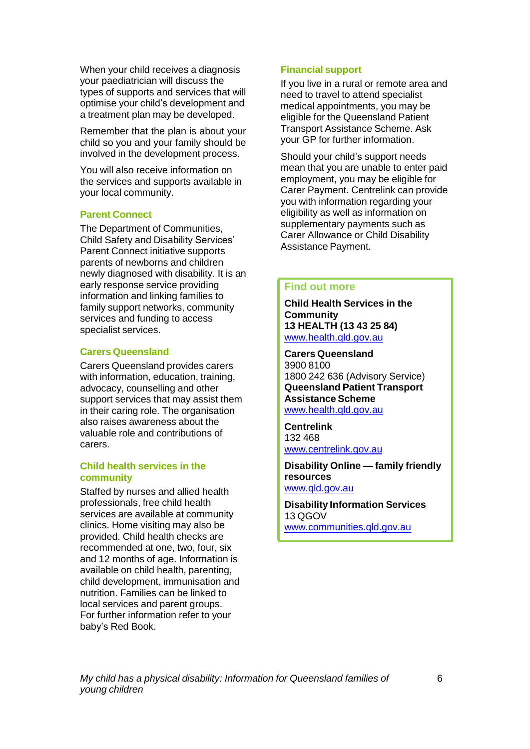When your child receives a diagnosis your paediatrician will discuss the types of supports and services that will optimise your child's development and a treatment plan may be developed.

Remember that the plan is about your child so you and your family should be involved in the development process.

You will also receive information on the services and supports available in your local community.

### Parent Connect

The Department of Communities, Child Safety and Disability Services' Parent Connect initiative supports parents of newborns and children newly diagnosed with disability. It is an early response service providing information and linking families to family support networks, community services and funding to access specialist services.

### Carers Queensland

Carers Queensland provides carers with information, education, training, advocacy, counselling and other support services that may assist them in their caring role. The organisation also raises awareness about the valuable role and contributions of carers.

### Child health services in the community

Staffed by nurses and allied health professionals, free child health services are available at community clinics. Home visiting may also be provided. Child health checks are recommended at one, two, four, six and 12 months of age. Information is available on child health, parenting, child development, immunisation and nutrition. Families can be linked to local services and parent groups. For further information refer to your baby's Red Book.

### Financial support

If you live in a rural or remote area and need to travel to attend specialist medical appointments, you may be eligible for the Queensland Patient Transport Assistance Scheme. Ask your GP for further information.

Should your child's support needs mean that you are unable to enter paid employment, you may be eligible for Carer Payment. Centrelink can provide you with information regarding your eligibility as well as information on supplementary payments such as Carer Allowance or Child Disability Assistance Payment.

### Find out more

**Child Health Services in the Community**
**13 HEALTH (13 43 25 84)**
www.health.qld.gov.au

**Carers Queensland**
3900 8100
1800 242 636 (Advisory Service)
**Queensland Patient Transport Assistance Scheme**
www.health.qld.gov.au

**Centrelink**
132 468
www.centrelink.gov.au

**Disability Online — family friendly resources**
www.qld.gov.au

**Disability Information Services**
13 QGOV
www.communities.qld.gov.au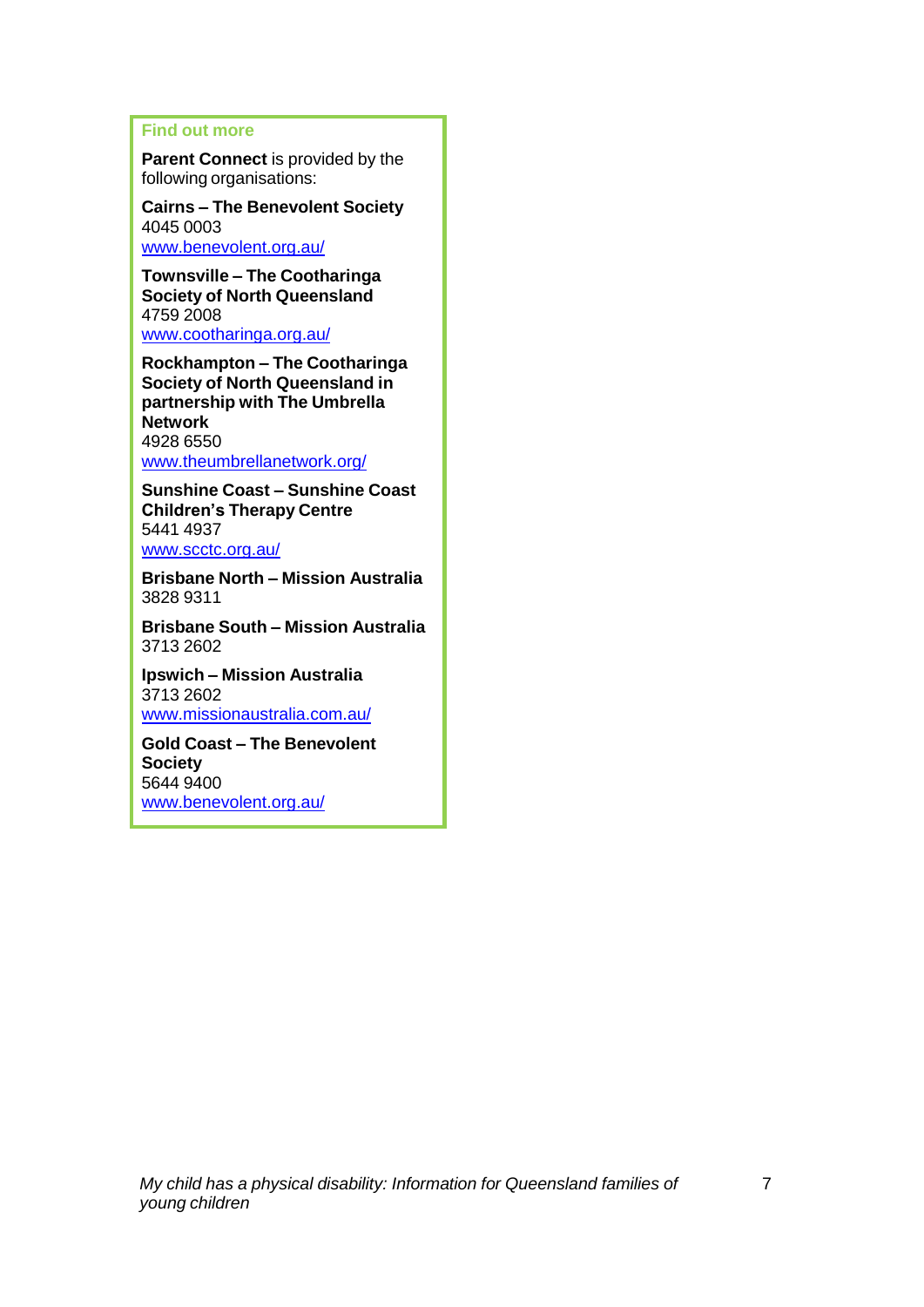### Find out more

**Parent Connect** is provided by the following organisations:

**Cairns – The Benevolent Society**
4045 0003
www.benevolent.org.au/

**Townsville – The Cootharinga Society of North Queensland**
4759 2008
www.cootharinga.org.au/

**Rockhampton – The Cootharinga Society of North Queensland in partnership with The Umbrella Network**
4928 6550
www.theumbrellanetwork.org/

**Sunshine Coast – Sunshine Coast Children's Therapy Centre**
5441 4937
www.scctc.org.au/

**Brisbane North – Mission Australia**
3828 9311

**Brisbane South – Mission Australia**
3713 2602

**Ipswich – Mission Australia**
3713 2602
www.missionaustralia.com.au/

**Gold Coast – The Benevolent Society**
5644 9400
www.benevolent.org.au/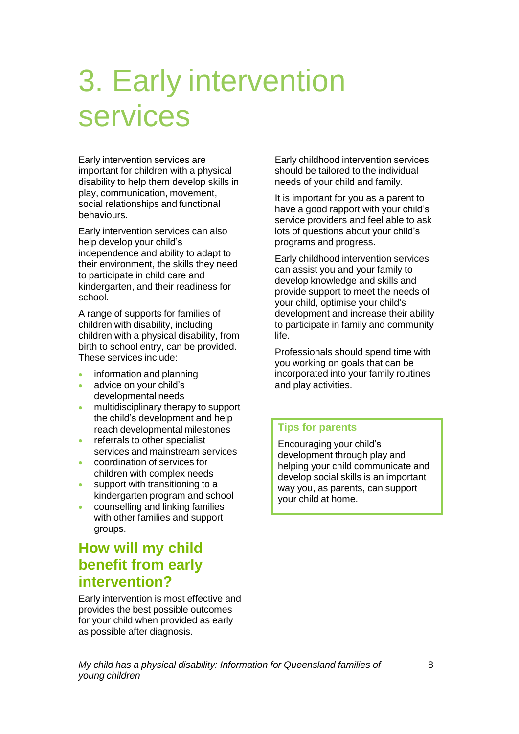# 3. Early intervention services

Early intervention services are important for children with a physical disability to help them develop skills in play, communication, movement, social relationships and functional behaviours.

Early intervention services can also help develop your child's independence and ability to adapt to their environment, the skills they need to participate in child care and kindergarten, and their readiness for school.

A range of supports for families of children with disability, including children with a physical disability, from birth to school entry, can be provided. These services include:

- information and planning
- advice on your child's developmental needs
- multidisciplinary therapy to support the child's development and help reach developmental milestones
- referrals to other specialist services and mainstream services
- coordination of services for children with complex needs
- support with transitioning to a kindergarten program and school
- counselling and linking families with other families and support groups.

## How will my child benefit from early intervention?

Early intervention is most effective and provides the best possible outcomes for your child when provided as early as possible after diagnosis.

Early childhood intervention services should be tailored to the individual needs of your child and family.

It is important for you as a parent to have a good rapport with your child's service providers and feel able to ask lots of questions about your child's programs and progress.

Early childhood intervention services can assist you and your family to develop knowledge and skills and provide support to meet the needs of your child, optimise your child's development and increase their ability to participate in family and community life.

Professionals should spend time with you working on goals that can be incorporated into your family routines and play activities.

**Tips for parents**

Encouraging your child's development through play and helping your child communicate and develop social skills is an important way you, as parents, can support your child at home.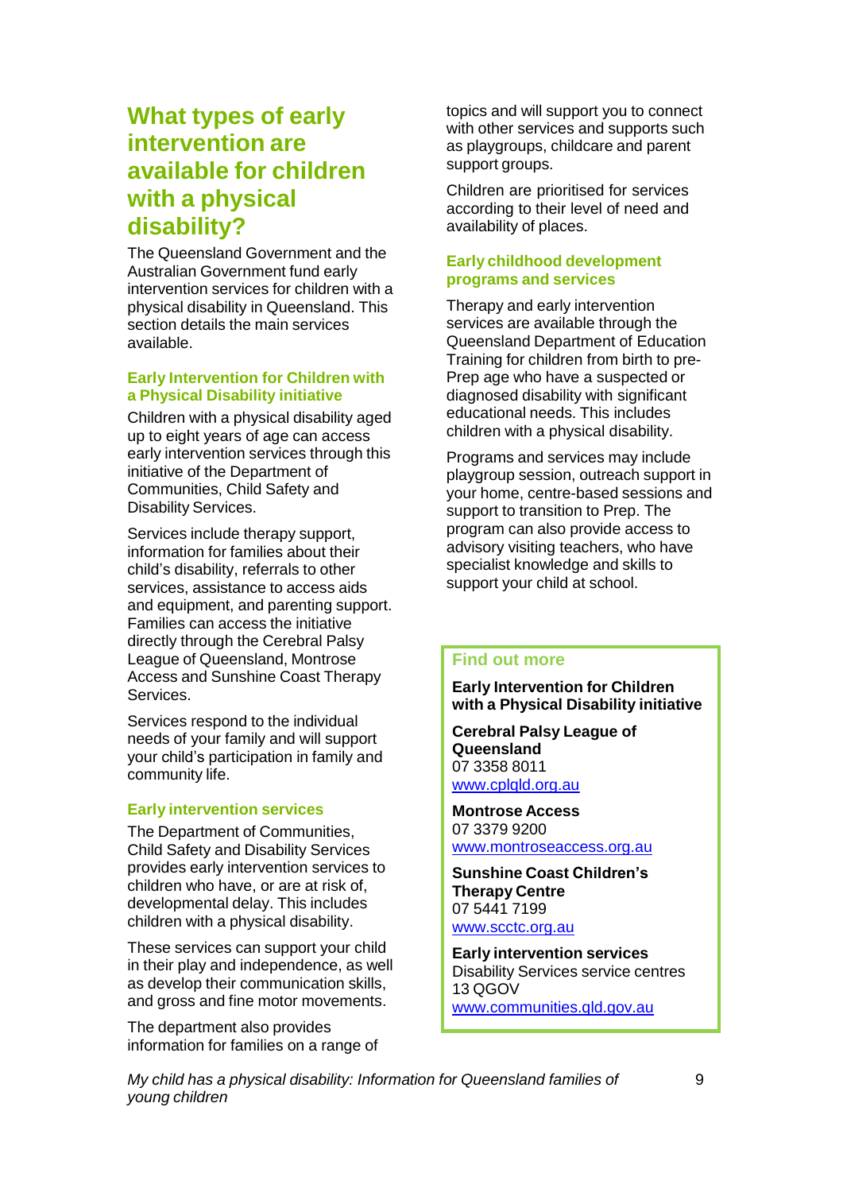## What types of early intervention are available for children with a physical disability?

The Queensland Government and the Australian Government fund early intervention services for children with a physical disability in Queensland. This section details the main services available.

### Early Intervention for Children with a Physical Disability initiative

Children with a physical disability aged up to eight years of age can access early intervention services through this initiative of the Department of Communities, Child Safety and Disability Services.

Services include therapy support, information for families about their child's disability, referrals to other services, assistance to access aids and equipment, and parenting support. Families can access the initiative directly through the Cerebral Palsy League of Queensland, Montrose Access and Sunshine Coast Therapy Services.

Services respond to the individual needs of your family and will support your child's participation in family and community life.

### Early intervention services

The Department of Communities, Child Safety and Disability Services provides early intervention services to children who have, or are at risk of, developmental delay. This includes children with a physical disability.

These services can support your child in their play and independence, as well as develop their communication skills, and gross and fine motor movements.

The department also provides information for families on a range of topics and will support you to connect with other services and supports such as playgroups, childcare and parent support groups.

Children are prioritised for services according to their level of need and availability of places.

### Early childhood development programs and services

Therapy and early intervention services are available through the Queensland Department of Education Training for children from birth to pre-Prep age who have a suspected or diagnosed disability with significant educational needs. This includes children with a physical disability.

Programs and services may include playgroup session, outreach support in your home, centre-based sessions and support to transition to Prep. The program can also provide access to advisory visiting teachers, who have specialist knowledge and skills to support your child at school.

### Find out more

**Early Intervention for Children with a Physical Disability initiative**

**Cerebral Palsy League of Queensland**
07 3358 8011
www.cplqld.org.au

**Montrose Access**
07 3379 9200
www.montroseaccess.org.au

**Sunshine Coast Children's Therapy Centre**
07 5441 7199
www.scctc.org.au

**Early intervention services**
Disability Services service centres
13 QGOV
www.communities.qld.gov.au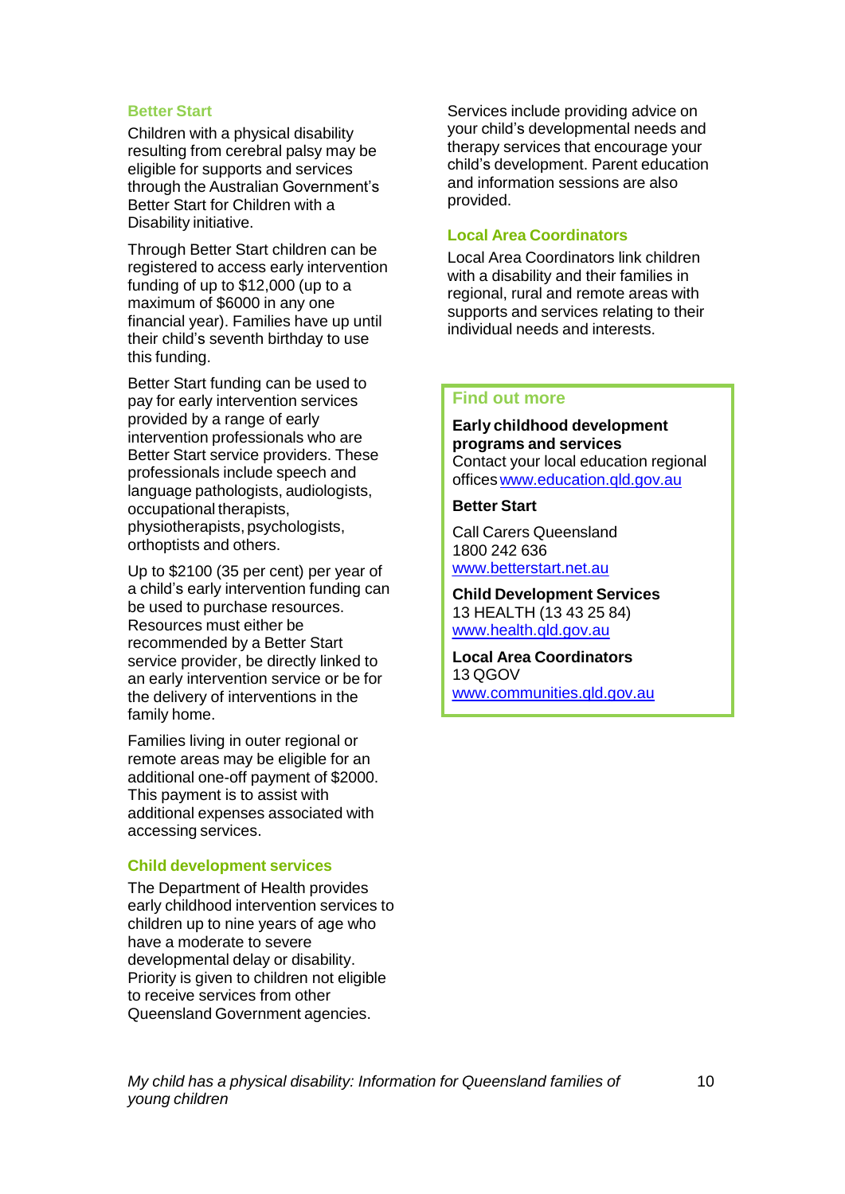### Better Start

Children with a physical disability resulting from cerebral palsy may be eligible for supports and services through the Australian Government's Better Start for Children with a Disability initiative.

Through Better Start children can be registered to access early intervention funding of up to $12,000 (up to a maximum of $6000 in any one financial year). Families have up until their child's seventh birthday to use this funding.

Better Start funding can be used to pay for early intervention services provided by a range of early intervention professionals who are Better Start service providers. These professionals include speech and language pathologists, audiologists, occupational therapists, physiotherapists, psychologists, orthoptists and others.

Up to $2100 (35 per cent) per year of a child's early intervention funding can be used to purchase resources. Resources must either be recommended by a Better Start service provider, be directly linked to an early intervention service or be for the delivery of interventions in the family home.

Families living in outer regional or remote areas may be eligible for an additional one-off payment of $2000. This payment is to assist with additional expenses associated with accessing services.

### Child development services

The Department of Health provides early childhood intervention services to children up to nine years of age who have a moderate to severe developmental delay or disability. Priority is given to children not eligible to receive services from other Queensland Government agencies.

Services include providing advice on your child's developmental needs and therapy services that encourage your child's development. Parent education and information sessions are also provided.

### Local Area Coordinators

Local Area Coordinators link children with a disability and their families in regional, rural and remote areas with supports and services relating to their individual needs and interests.

### Find out more

**Early childhood development programs and services**
Contact your local education regional offices www.education.qld.gov.au

**Better Start**

Call Carers Queensland
1800 242 636
www.betterstart.net.au

**Child Development Services**
13 HEALTH (13 43 25 84)
www.health.qld.gov.au

**Local Area Coordinators**
13 QGOV
www.communities.qld.gov.au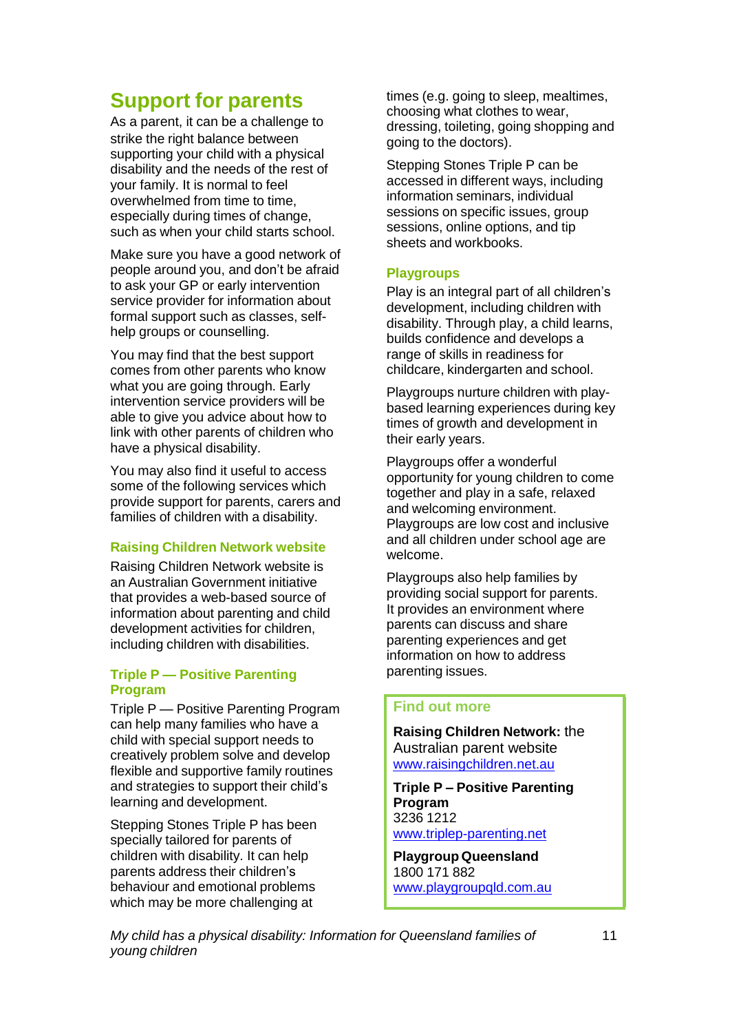## Support for parents

As a parent, it can be a challenge to strike the right balance between supporting your child with a physical disability and the needs of the rest of your family. It is normal to feel overwhelmed from time to time, especially during times of change, such as when your child starts school.

Make sure you have a good network of people around you, and don't be afraid to ask your GP or early intervention service provider for information about formal support such as classes, self-help groups or counselling.

You may find that the best support comes from other parents who know what you are going through. Early intervention service providers will be able to give you advice about how to link with other parents of children who have a physical disability.

You may also find it useful to access some of the following services which provide support for parents, carers and families of children with a disability.

### Raising Children Network website

Raising Children Network website is an Australian Government initiative that provides a web-based source of information about parenting and child development activities for children, including children with disabilities.

### Triple P — Positive Parenting Program

Triple P — Positive Parenting Program can help many families who have a child with special support needs to creatively problem solve and develop flexible and supportive family routines and strategies to support their child's learning and development.

Stepping Stones Triple P has been specially tailored for parents of children with disability. It can help parents address their children's behaviour and emotional problems which may be more challenging at times (e.g. going to sleep, mealtimes, choosing what clothes to wear, dressing, toileting, going shopping and going to the doctors).

Stepping Stones Triple P can be accessed in different ways, including information seminars, individual sessions on specific issues, group sessions, online options, and tip sheets and workbooks.

### Playgroups

Play is an integral part of all children's development, including children with disability. Through play, a child learns, builds confidence and develops a range of skills in readiness for childcare, kindergarten and school.

Playgroups nurture children with play-based learning experiences during key times of growth and development in their early years.

Playgroups offer a wonderful opportunity for young children to come together and play in a safe, relaxed and welcoming environment. Playgroups are low cost and inclusive and all children under school age are welcome.

Playgroups also help families by providing social support for parents. It provides an environment where parents can discuss and share parenting experiences and get information on how to address parenting issues.

### Find out more

**Raising Children Network:** the Australian parent website
www.raisingchildren.net.au

**Triple P – Positive Parenting Program**
3236 1212
www.triplep-parenting.net

**Playgroup Queensland**
1800 171 882
www.playgroupqld.com.au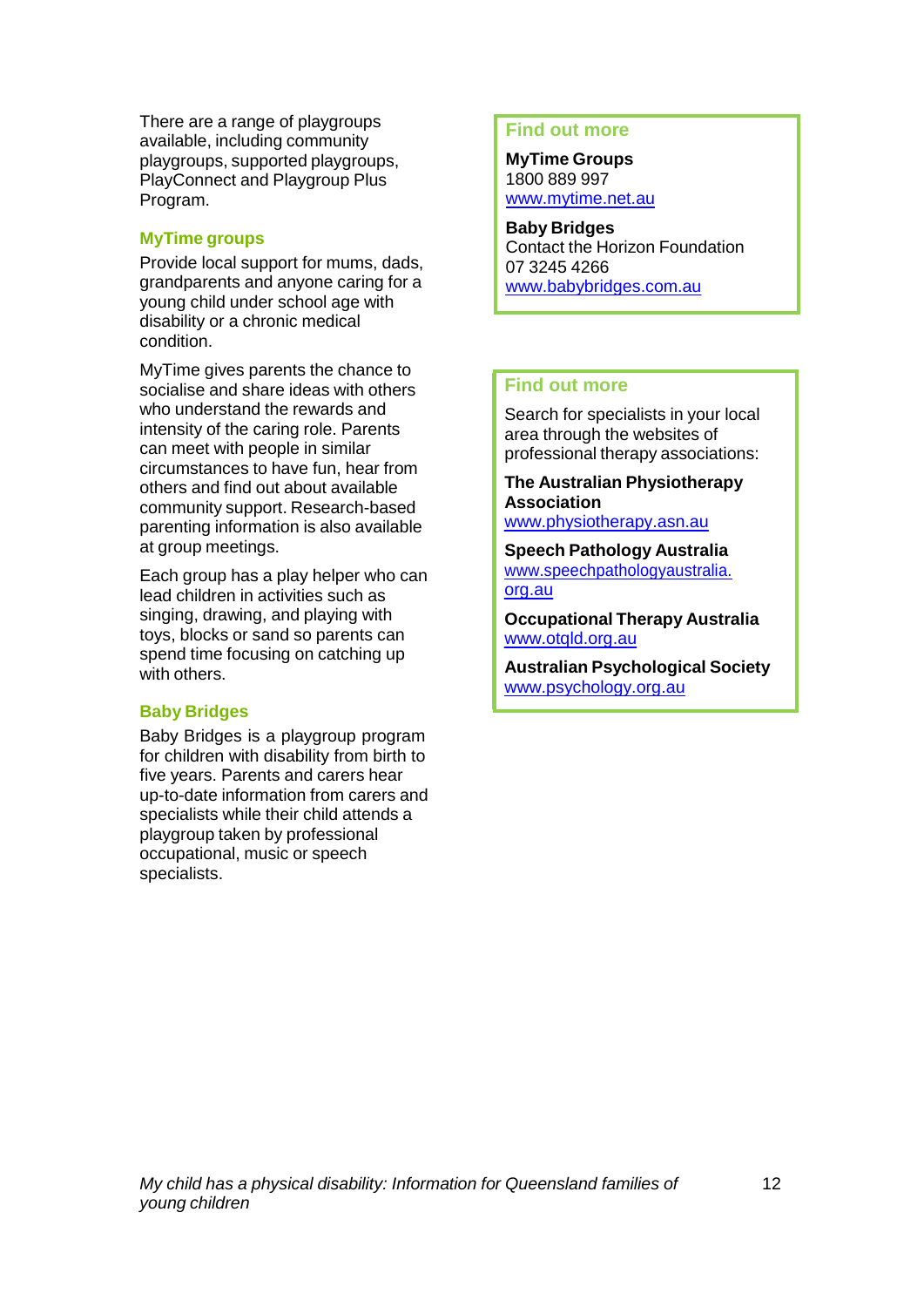There are a range of playgroups available, including community playgroups, supported playgroups, PlayConnect and Playgroup Plus Program.

### MyTime groups

Provide local support for mums, dads, grandparents and anyone caring for a young child under school age with disability or a chronic medical condition.

MyTime gives parents the chance to socialise and share ideas with others who understand the rewards and intensity of the caring role. Parents can meet with people in similar circumstances to have fun, hear from others and find out about available community support. Research-based parenting information is also available at group meetings.

Each group has a play helper who can lead children in activities such as singing, drawing, and playing with toys, blocks or sand so parents can spend time focusing on catching up with others.

### Baby Bridges

Baby Bridges is a playgroup program for children with disability from birth to five years. Parents and carers hear up-to-date information from carers and specialists while their child attends a playgroup taken by professional occupational, music or speech specialists.

### Find out more

**MyTime Groups**
1800 889 997
www.mytime.net.au

**Baby Bridges**
Contact the Horizon Foundation
07 3245 4266
www.babybridges.com.au

### Find out more

Search for specialists in your local area through the websites of professional therapy associations:

**The Australian Physiotherapy Association**
www.physiotherapy.asn.au

**Speech Pathology Australia**
www.speechpathologyaustralia.org.au

**Occupational Therapy Australia**
www.otqld.org.au

**Australian Psychological Society**
www.psychology.org.au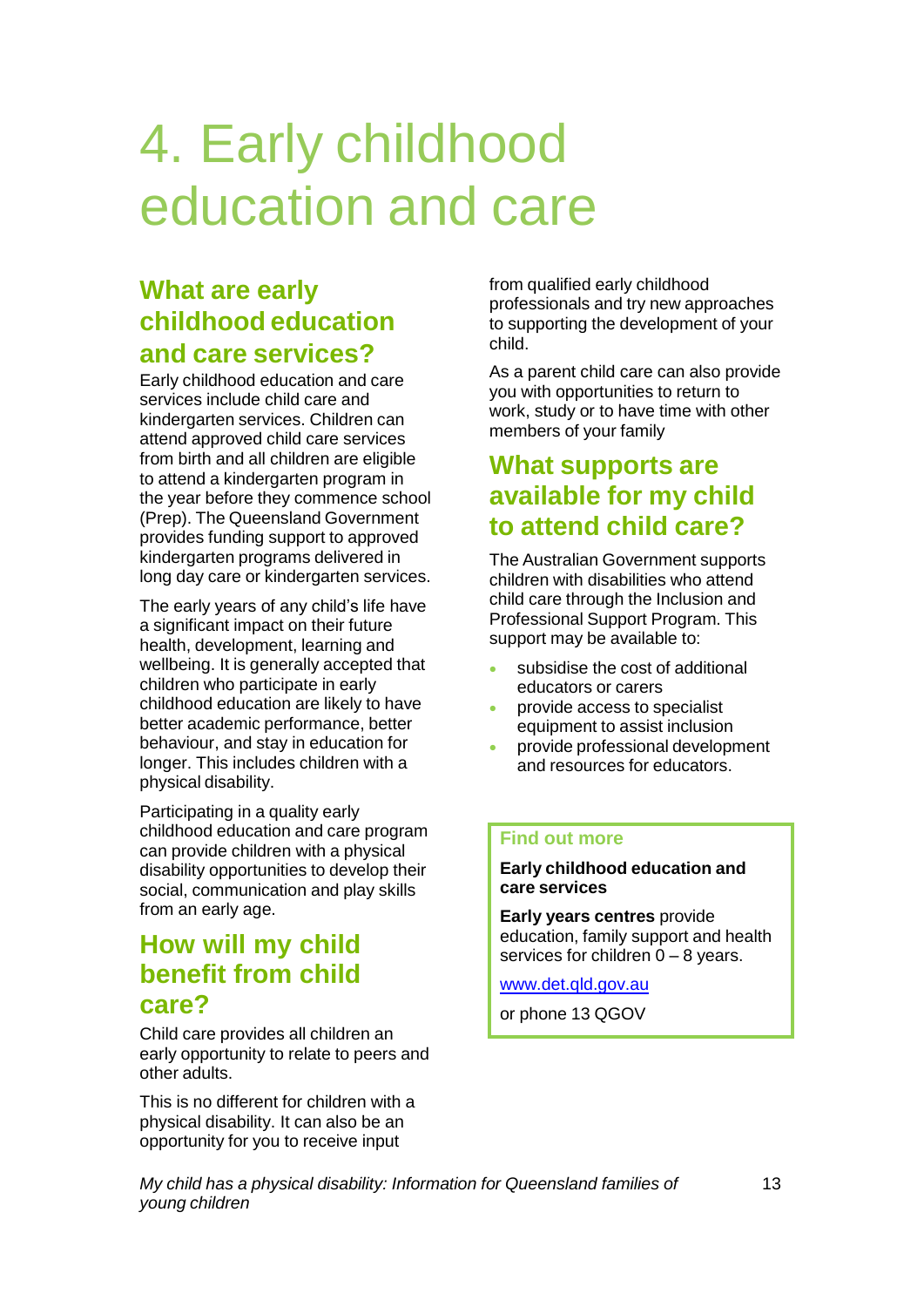# 4. Early childhood education and care

## What are early childhood education and care services?

Early childhood education and care services include child care and kindergarten services. Children can attend approved child care services from birth and all children are eligible to attend a kindergarten program in the year before they commence school (Prep). The Queensland Government provides funding support to approved kindergarten programs delivered in long day care or kindergarten services.

The early years of any child's life have a significant impact on their future health, development, learning and wellbeing. It is generally accepted that children who participate in early childhood education are likely to have better academic performance, better behaviour, and stay in education for longer. This includes children with a physical disability.

Participating in a quality early childhood education and care program can provide children with a physical disability opportunities to develop their social, communication and play skills from an early age.

## How will my child benefit from child care?

Child care provides all children an early opportunity to relate to peers and other adults.

This is no different for children with a physical disability. It can also be an opportunity for you to receive input from qualified early childhood professionals and try new approaches to supporting the development of your child.

As a parent child care can also provide you with opportunities to return to work, study or to have time with other members of your family

## What supports are available for my child to attend child care?

The Australian Government supports children with disabilities who attend child care through the Inclusion and Professional Support Program. This support may be available to:

- subsidise the cost of additional educators or carers
- provide access to specialist equipment to assist inclusion
- provide professional development and resources for educators.

### Find out more

**Early childhood education and care services**

**Early years centres** provide education, family support and health services for children 0 – 8 years.

www.det.qld.gov.au

or phone 13 QGOV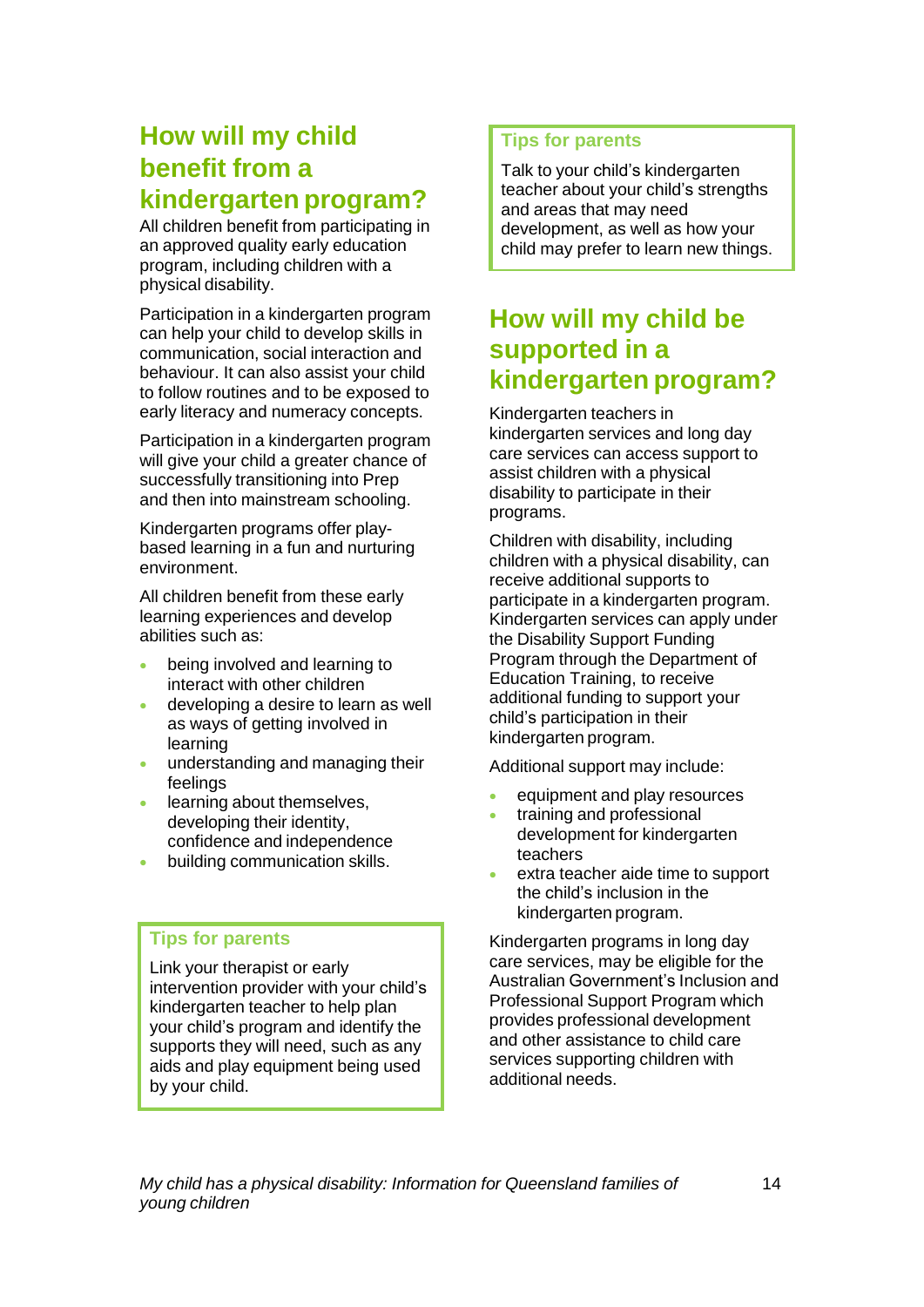## How will my child benefit from a kindergarten program?

All children benefit from participating in an approved quality early education program, including children with a physical disability.

Participation in a kindergarten program can help your child to develop skills in communication, social interaction and behaviour. It can also assist your child to follow routines and to be exposed to early literacy and numeracy concepts.

Participation in a kindergarten program will give your child a greater chance of successfully transitioning into Prep and then into mainstream schooling.

Kindergarten programs offer play-based learning in a fun and nurturing environment.

All children benefit from these early learning experiences and develop abilities such as:

- being involved and learning to interact with other children
- developing a desire to learn as well as ways of getting involved in learning
- understanding and managing their feelings
- learning about themselves, developing their identity, confidence and independence
- building communication skills.

> **Tips for parents**
>
> Link your therapist or early intervention provider with your child's kindergarten teacher to help plan your child's program and identify the supports they will need, such as any aids and play equipment being used by your child.

> **Tips for parents**
>
> Talk to your child's kindergarten teacher about your child's strengths and areas that may need development, as well as how your child may prefer to learn new things.

## How will my child be supported in a kindergarten program?

Kindergarten teachers in kindergarten services and long day care services can access support to assist children with a physical disability to participate in their programs.

Children with disability, including children with a physical disability, can receive additional supports to participate in a kindergarten program. Kindergarten services can apply under the Disability Support Funding Program through the Department of Education Training, to receive additional funding to support your child's participation in their kindergarten program.

Additional support may include:

- equipment and play resources
- training and professional development for kindergarten teachers
- extra teacher aide time to support the child's inclusion in the kindergarten program.

Kindergarten programs in long day care services, may be eligible for the Australian Government's Inclusion and Professional Support Program which provides professional development and other assistance to child care services supporting children with additional needs.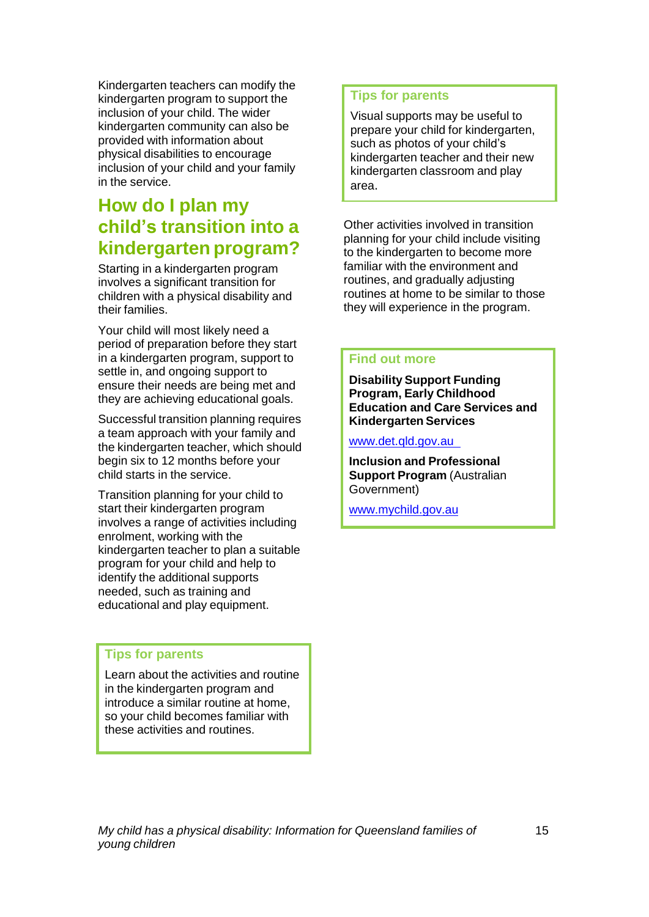Kindergarten teachers can modify the kindergarten program to support the inclusion of your child. The wider kindergarten community can also be provided with information about physical disabilities to encourage inclusion of your child and your family in the service.

## How do I plan my child's transition into a kindergarten program?

Starting in a kindergarten program involves a significant transition for children with a physical disability and their families.

Your child will most likely need a period of preparation before they start in a kindergarten program, support to settle in, and ongoing support to ensure their needs are being met and they are achieving educational goals.

Successful transition planning requires a team approach with your family and the kindergarten teacher, which should begin six to 12 months before your child starts in the service.

Transition planning for your child to start their kindergarten program involves a range of activities including enrolment, working with the kindergarten teacher to plan a suitable program for your child and help to identify the additional supports needed, such as training and educational and play equipment.

### Tips for parents

Learn about the activities and routine in the kindergarten program and introduce a similar routine at home, so your child becomes familiar with these activities and routines.

### Tips for parents

Visual supports may be useful to prepare your child for kindergarten, such as photos of your child's kindergarten teacher and their new kindergarten classroom and play area.

Other activities involved in transition planning for your child include visiting to the kindergarten to become more familiar with the environment and routines, and gradually adjusting routines at home to be similar to those they will experience in the program.

### Find out more

**Disability Support Funding Program, Early Childhood Education and Care Services and Kindergarten Services**

www.det.qld.gov.au

**Inclusion and Professional Support Program** (Australian Government)

www.mychild.gov.au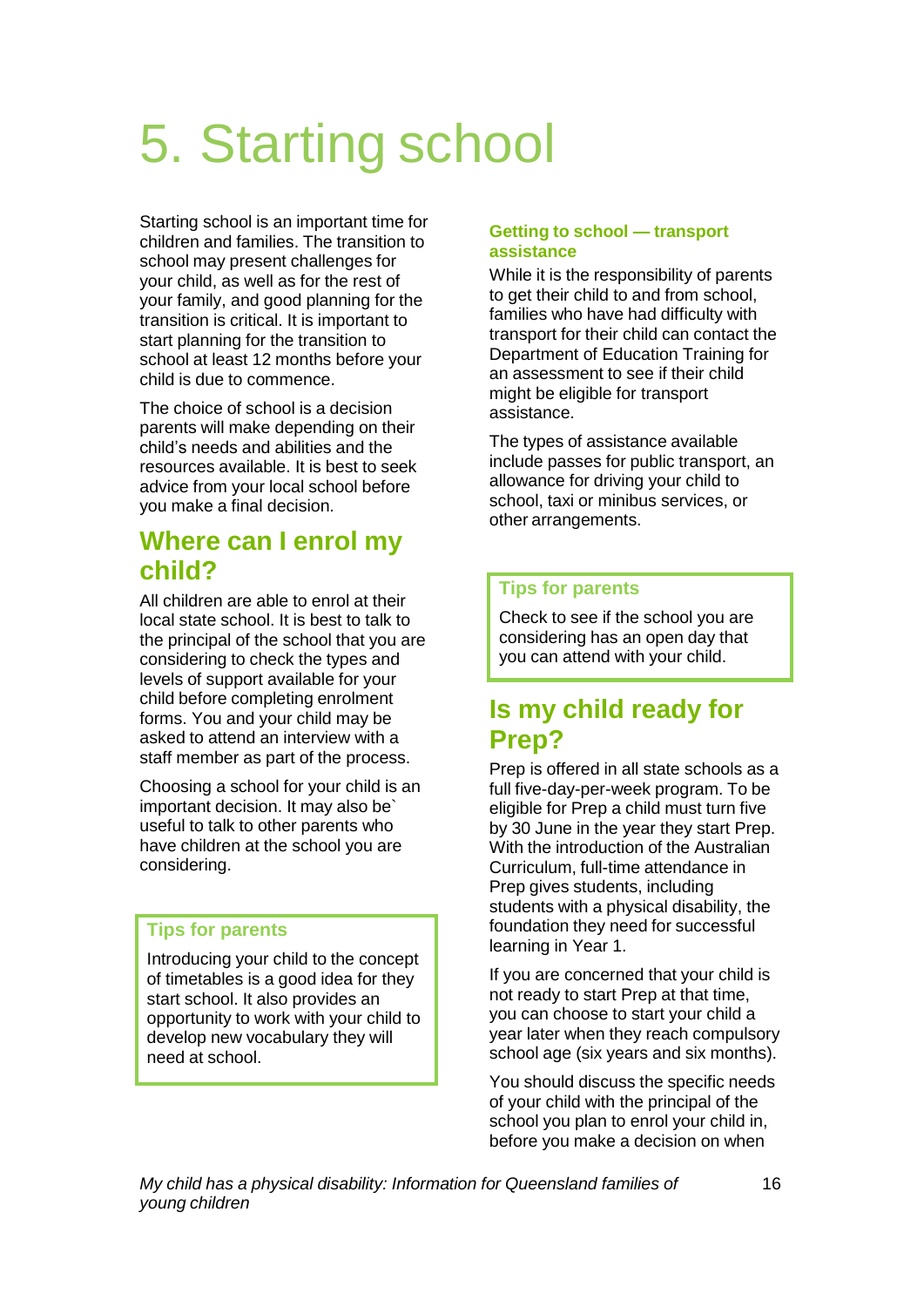# 5. Starting school

Starting school is an important time for children and families. The transition to school may present challenges for your child, as well as for the rest of your family, and good planning for the transition is critical. It is important to start planning for the transition to school at least 12 months before your child is due to commence.

The choice of school is a decision parents will make depending on their child's needs and abilities and the resources available. It is best to seek advice from your local school before you make a final decision.

## Where can I enrol my child?

All children are able to enrol at their local state school. It is best to talk to the principal of the school that you are considering to check the types and levels of support available for your child before completing enrolment forms. You and your child may be asked to attend an interview with a staff member as part of the process.

Choosing a school for your child is an important decision. It may also be` useful to talk to other parents who have children at the school you are considering.

> **Tips for parents**
>
> Introducing your child to the concept of timetables is a good idea for they start school. It also provides an opportunity to work with your child to develop new vocabulary they will need at school.

### Getting to school — transport assistance

While it is the responsibility of parents to get their child to and from school, families who have had difficulty with transport for their child can contact the Department of Education Training for an assessment to see if their child might be eligible for transport assistance.

The types of assistance available include passes for public transport, an allowance for driving your child to school, taxi or minibus services, or other arrangements.

> **Tips for parents**
>
> Check to see if the school you are considering has an open day that you can attend with your child.

## Is my child ready for Prep?

Prep is offered in all state schools as a full five-day-per-week program. To be eligible for Prep a child must turn five by 30 June in the year they start Prep. With the introduction of the Australian Curriculum, full-time attendance in Prep gives students, including students with a physical disability, the foundation they need for successful learning in Year 1.

If you are concerned that your child is not ready to start Prep at that time, you can choose to start your child a year later when they reach compulsory school age (six years and six months).

You should discuss the specific needs of your child with the principal of the school you plan to enrol your child in, before you make a decision on when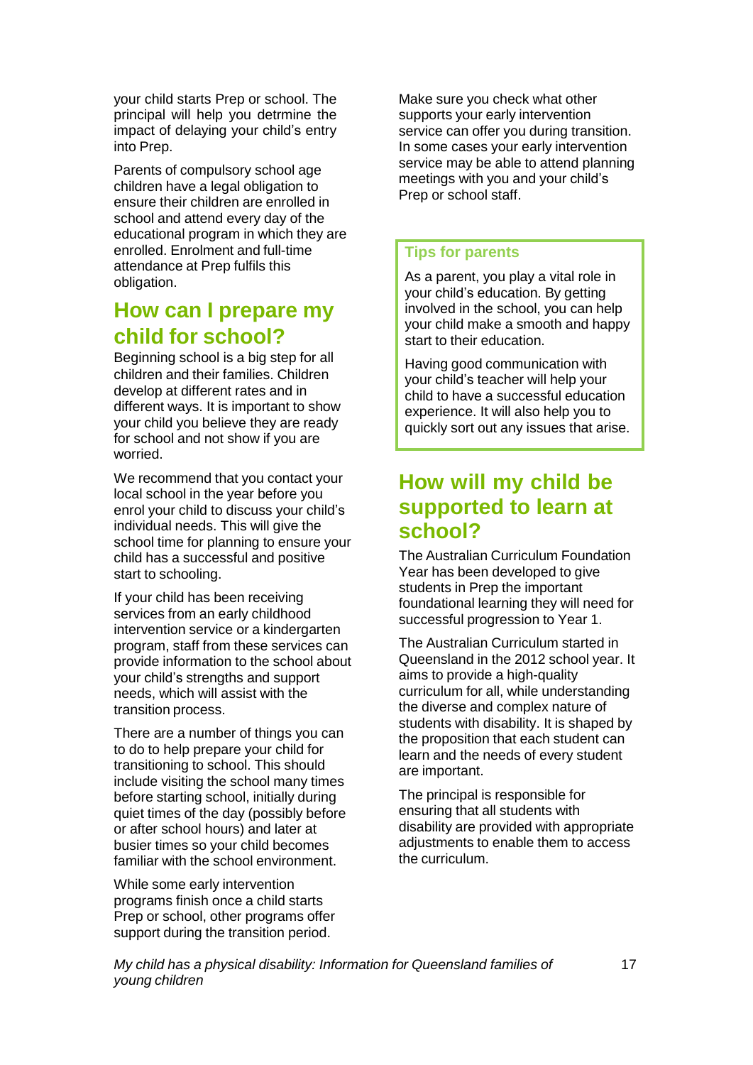your child starts Prep or school. The principal will help you detrmine the impact of delaying your child's entry into Prep.

Parents of compulsory school age children have a legal obligation to ensure their children are enrolled in school and attend every day of the educational program in which they are enrolled. Enrolment and full-time attendance at Prep fulfils this obligation.

## How can I prepare my child for school?

Beginning school is a big step for all children and their families. Children develop at different rates and in different ways. It is important to show your child you believe they are ready for school and not show if you are worried.

We recommend that you contact your local school in the year before you enrol your child to discuss your child's individual needs. This will give the school time for planning to ensure your child has a successful and positive start to schooling.

If your child has been receiving services from an early childhood intervention service or a kindergarten program, staff from these services can provide information to the school about your child's strengths and support needs, which will assist with the transition process.

There are a number of things you can to do to help prepare your child for transitioning to school. This should include visiting the school many times before starting school, initially during quiet times of the day (possibly before or after school hours) and later at busier times so your child becomes familiar with the school environment.

While some early intervention programs finish once a child starts Prep or school, other programs offer support during the transition period.

Make sure you check what other supports your early intervention service can offer you during transition. In some cases your early intervention service may be able to attend planning meetings with you and your child's Prep or school staff.

### Tips for parents

As a parent, you play a vital role in your child's education. By getting involved in the school, you can help your child make a smooth and happy start to their education.

Having good communication with your child's teacher will help your child to have a successful education experience. It will also help you to quickly sort out any issues that arise.

## How will my child be supported to learn at school?

The Australian Curriculum Foundation Year has been developed to give students in Prep the important foundational learning they will need for successful progression to Year 1.

The Australian Curriculum started in Queensland in the 2012 school year. It aims to provide a high-quality curriculum for all, while understanding the diverse and complex nature of students with disability. It is shaped by the proposition that each student can learn and the needs of every student are important.

The principal is responsible for ensuring that all students with disability are provided with appropriate adjustments to enable them to access the curriculum.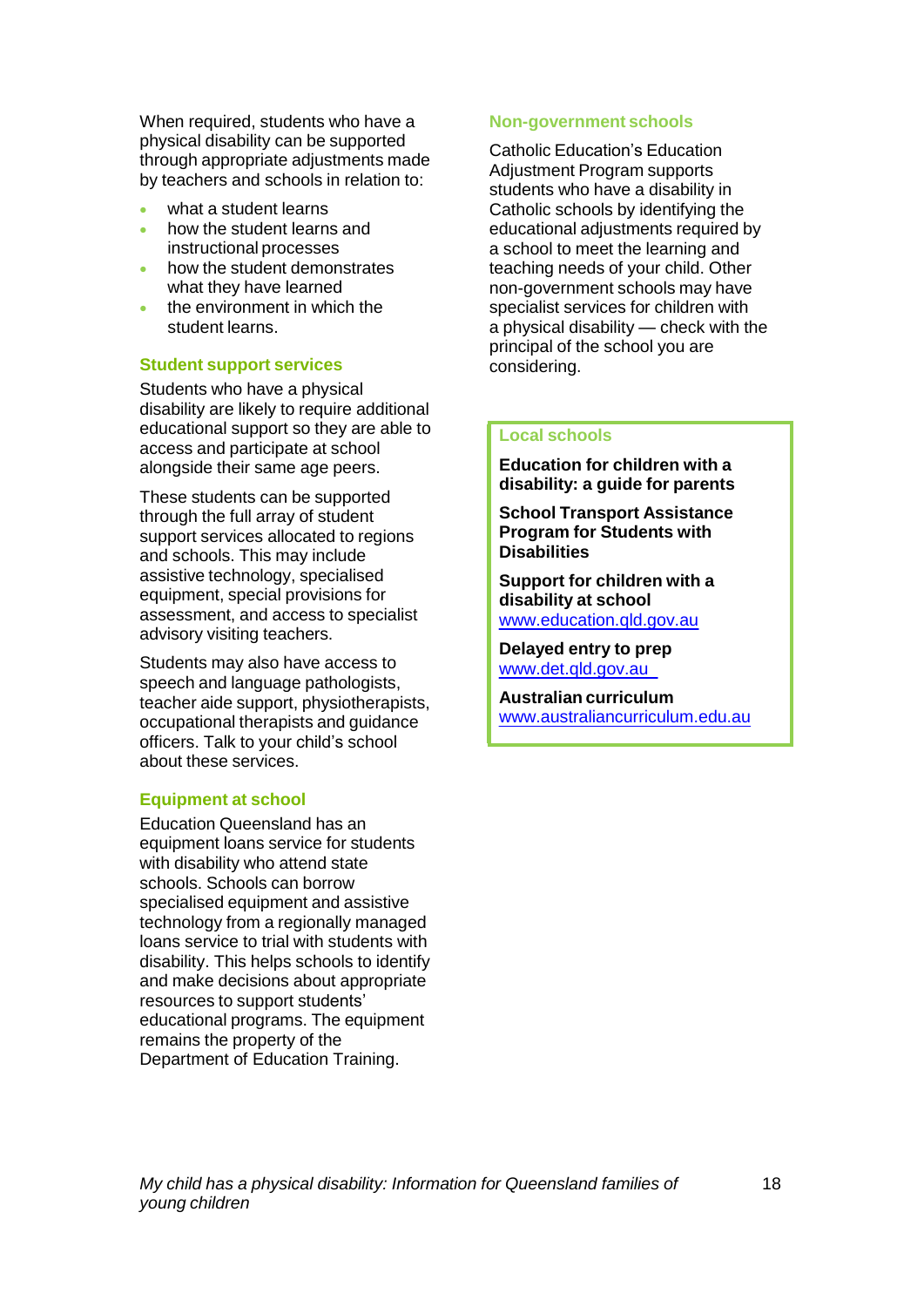When required, students who have a physical disability can be supported through appropriate adjustments made by teachers and schools in relation to:

- what a student learns
- how the student learns and instructional processes
- how the student demonstrates what they have learned
- the environment in which the student learns.

## Student support services

Students who have a physical disability are likely to require additional educational support so they are able to access and participate at school alongside their same age peers.

These students can be supported through the full array of student support services allocated to regions and schools. This may include assistive technology, specialised equipment, special provisions for assessment, and access to specialist advisory visiting teachers.

Students may also have access to speech and language pathologists, teacher aide support, physiotherapists, occupational therapists and guidance officers. Talk to your child's school about these services.

## Equipment at school

Education Queensland has an equipment loans service for students with disability who attend state schools. Schools can borrow specialised equipment and assistive technology from a regionally managed loans service to trial with students with disability. This helps schools to identify and make decisions about appropriate resources to support students' educational programs. The equipment remains the property of the Department of Education Training.

## Non-government schools

Catholic Education's Education Adjustment Program supports students who have a disability in Catholic schools by identifying the educational adjustments required by a school to meet the learning and teaching needs of your child. Other non-government schools may have specialist services for children with a physical disability — check with the principal of the school you are considering.

## Local schools

**Education for children with a disability: a guide for parents**

**School Transport Assistance Program for Students with Disabilities**

**Support for children with a disability at school**
www.education.qld.gov.au

**Delayed entry to prep**
www.det.qld.gov.au

**Australian curriculum**
www.australiancurriculum.edu.au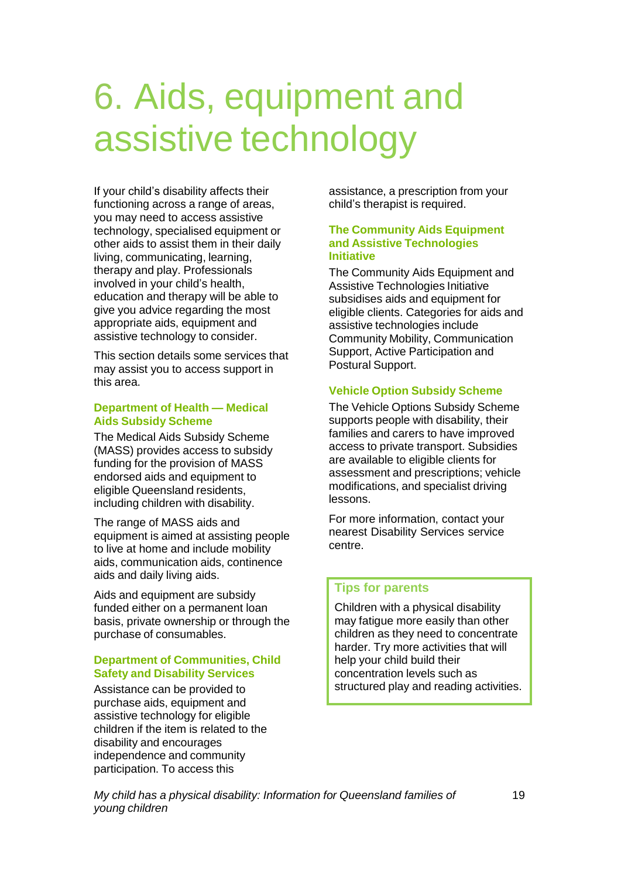# 6. Aids, equipment and assistive technology

If your child's disability affects their functioning across a range of areas, you may need to access assistive technology, specialised equipment or other aids to assist them in their daily living, communicating, learning, therapy and play. Professionals involved in your child's health, education and therapy will be able to give you advice regarding the most appropriate aids, equipment and assistive technology to consider.

This section details some services that may assist you to access support in this area.

### Department of Health — Medical Aids Subsidy Scheme

The Medical Aids Subsidy Scheme (MASS) provides access to subsidy funding for the provision of MASS endorsed aids and equipment to eligible Queensland residents, including children with disability.

The range of MASS aids and equipment is aimed at assisting people to live at home and include mobility aids, communication aids, continence aids and daily living aids.

Aids and equipment are subsidy funded either on a permanent loan basis, private ownership or through the purchase of consumables.

### Department of Communities, Child Safety and Disability Services

Assistance can be provided to purchase aids, equipment and assistive technology for eligible children if the item is related to the disability and encourages independence and community participation. To access this assistance, a prescription from your child's therapist is required.

### The Community Aids Equipment and Assistive Technologies Initiative

The Community Aids Equipment and Assistive Technologies Initiative subsidises aids and equipment for eligible clients. Categories for aids and assistive technologies include Community Mobility, Communication Support, Active Participation and Postural Support.

### Vehicle Option Subsidy Scheme

The Vehicle Options Subsidy Scheme supports people with disability, their families and carers to have improved access to private transport. Subsidies are available to eligible clients for assessment and prescriptions; vehicle modifications, and specialist driving lessons.

For more information, contact your nearest Disability Services service centre.

> **Tips for parents**
>
> Children with a physical disability may fatigue more easily than other children as they need to concentrate harder. Try more activities that will help your child build their concentration levels such as structured play and reading activities.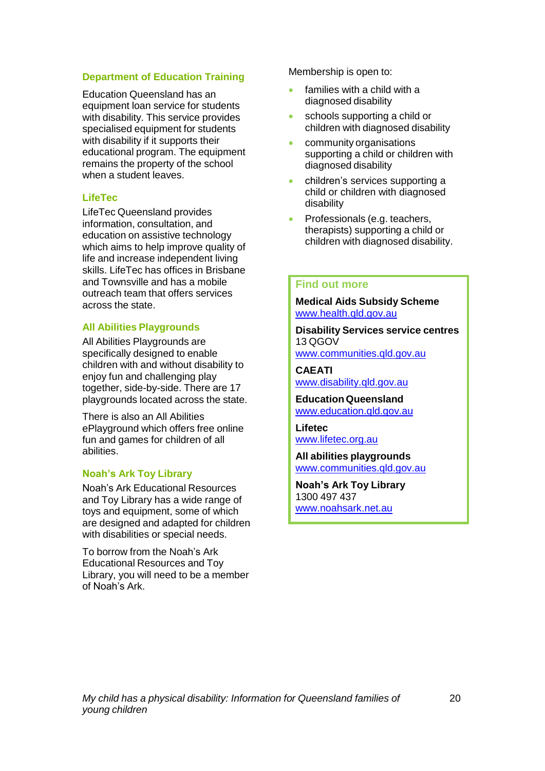### Department of Education Training

Education Queensland has an equipment loan service for students with disability. This service provides specialised equipment for students with disability if it supports their educational program. The equipment remains the property of the school when a student leaves.

### LifeTec

LifeTec Queensland provides information, consultation, and education on assistive technology which aims to help improve quality of life and increase independent living skills. LifeTec has offices in Brisbane and Townsville and has a mobile outreach team that offers services across the state.

### All Abilities Playgrounds

All Abilities Playgrounds are specifically designed to enable children with and without disability to enjoy fun and challenging play together, side-by-side. There are 17 playgrounds located across the state.

There is also an All Abilities ePlayground which offers free online fun and games for children of all abilities.

### Noah's Ark Toy Library

Noah's Ark Educational Resources and Toy Library has a wide range of toys and equipment, some of which are designed and adapted for children with disabilities or special needs.

To borrow from the Noah's Ark Educational Resources and Toy Library, you will need to be a member of Noah's Ark.

Membership is open to:

- families with a child with a diagnosed disability
- schools supporting a child or children with diagnosed disability
- community organisations supporting a child or children with diagnosed disability
- children's services supporting a child or children with diagnosed disability
- Professionals (e.g. teachers, therapists) supporting a child or children with diagnosed disability.

### Find out more

**Medical Aids Subsidy Scheme**
www.health.qld.gov.au

**Disability Services service centres**
13 QGOV
www.communities.qld.gov.au

**CAEATI**
www.disability.qld.gov.au

**Education Queensland**
www.education.qld.gov.au

**Lifetec**
www.lifetec.org.au

**All abilities playgrounds**
www.communities.qld.gov.au

**Noah's Ark Toy Library**
1300 497 437
www.noahsark.net.au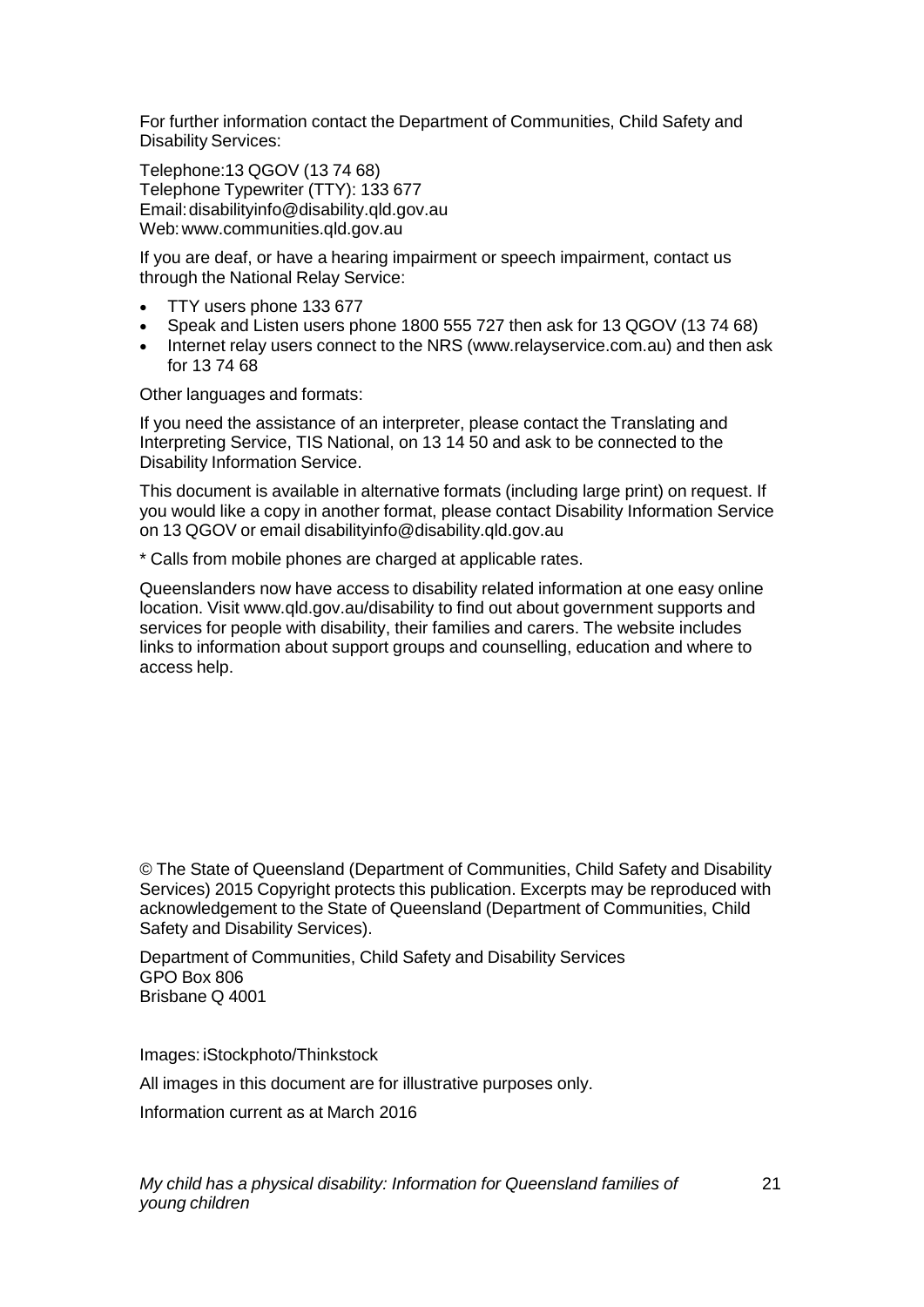For further information contact the Department of Communities, Child Safety and Disability Services:

Telephone: 13 QGOV (13 74 68)
Telephone Typewriter (TTY): 133 677
Email: disabilityinfo@disability.qld.gov.au
Web: www.communities.qld.gov.au

If you are deaf, or have a hearing impairment or speech impairment, contact us through the National Relay Service:

- TTY users phone 133 677
- Speak and Listen users phone 1800 555 727 then ask for 13 QGOV (13 74 68)
- Internet relay users connect to the NRS (www.relayservice.com.au) and then ask for 13 74 68

Other languages and formats:

If you need the assistance of an interpreter, please contact the Translating and Interpreting Service, TIS National, on 13 14 50 and ask to be connected to the Disability Information Service.

This document is available in alternative formats (including large print) on request. If you would like a copy in another format, please contact Disability Information Service on 13 QGOV or email disabilityinfo@disability.qld.gov.au

* Calls from mobile phones are charged at applicable rates.

Queenslanders now have access to disability related information at one easy online location. Visit www.qld.gov.au/disability to find out about government supports and services for people with disability, their families and carers. The website includes links to information about support groups and counselling, education and where to access help.

© The State of Queensland (Department of Communities, Child Safety and Disability Services) 2015 Copyright protects this publication. Excerpts may be reproduced with acknowledgement to the State of Queensland (Department of Communities, Child Safety and Disability Services).

Department of Communities, Child Safety and Disability Services
GPO Box 806
Brisbane Q 4001

Images: iStockphoto/Thinkstock

All images in this document are for illustrative purposes only.

Information current as at March 2016